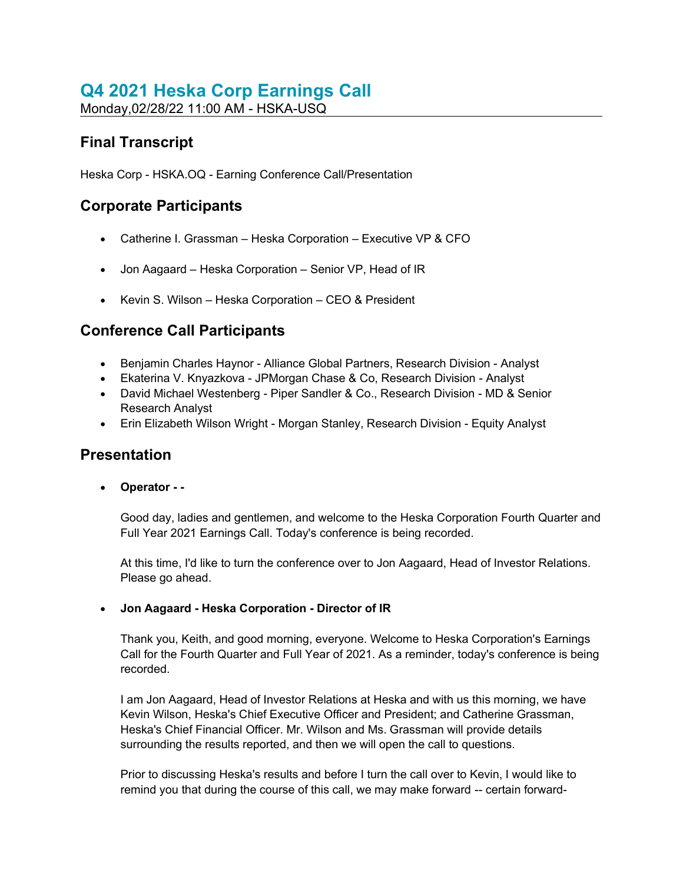# Q4 2021 Heska Corp Earnings Call

Monday,02/28/22 11:00 AM - HSKA-USQ

## Final Transcript

Heska Corp - HSKA.OQ - Earning Conference Call/Presentation

## Corporate Participants

- Catherine I. Grassman – Heska Corporation – Executive VP & CFO
- Jon Aagaard – Heska Corporation – Senior VP, Head of IR
- Kevin S. Wilson – Heska Corporation – CEO & President

## Conference Call Participants

- Benjamin Charles Haynor - Alliance Global Partners, Research Division - Analyst
- Ekaterina V. Knyazkova - JPMorgan Chase & Co, Research Division - Analyst
- David Michael Westenberg - Piper Sandler & Co., Research Division - MD & Senior Research Analyst
- Erin Elizabeth Wilson Wright - Morgan Stanley, Research Division - Equity Analyst

## Presentation

- **Operator - -**

  Good day, ladies and gentlemen, and welcome to the Heska Corporation Fourth Quarter and Full Year 2021 Earnings Call. Today's conference is being recorded.

  At this time, I'd like to turn the conference over to Jon Aagaard, Head of Investor Relations. Please go ahead.

- **Jon Aagaard - Heska Corporation - Director of IR**

  Thank you, Keith, and good morning, everyone. Welcome to Heska Corporation's Earnings Call for the Fourth Quarter and Full Year of 2021. As a reminder, today's conference is being recorded.

  I am Jon Aagaard, Head of Investor Relations at Heska and with us this morning, we have Kevin Wilson, Heska's Chief Executive Officer and President; and Catherine Grassman, Heska's Chief Financial Officer. Mr. Wilson and Ms. Grassman will provide details surrounding the results reported, and then we will open the call to questions.

  Prior to discussing Heska's results and before I turn the call over to Kevin, I would like to remind you that during the course of this call, we may make forward -- certain forward-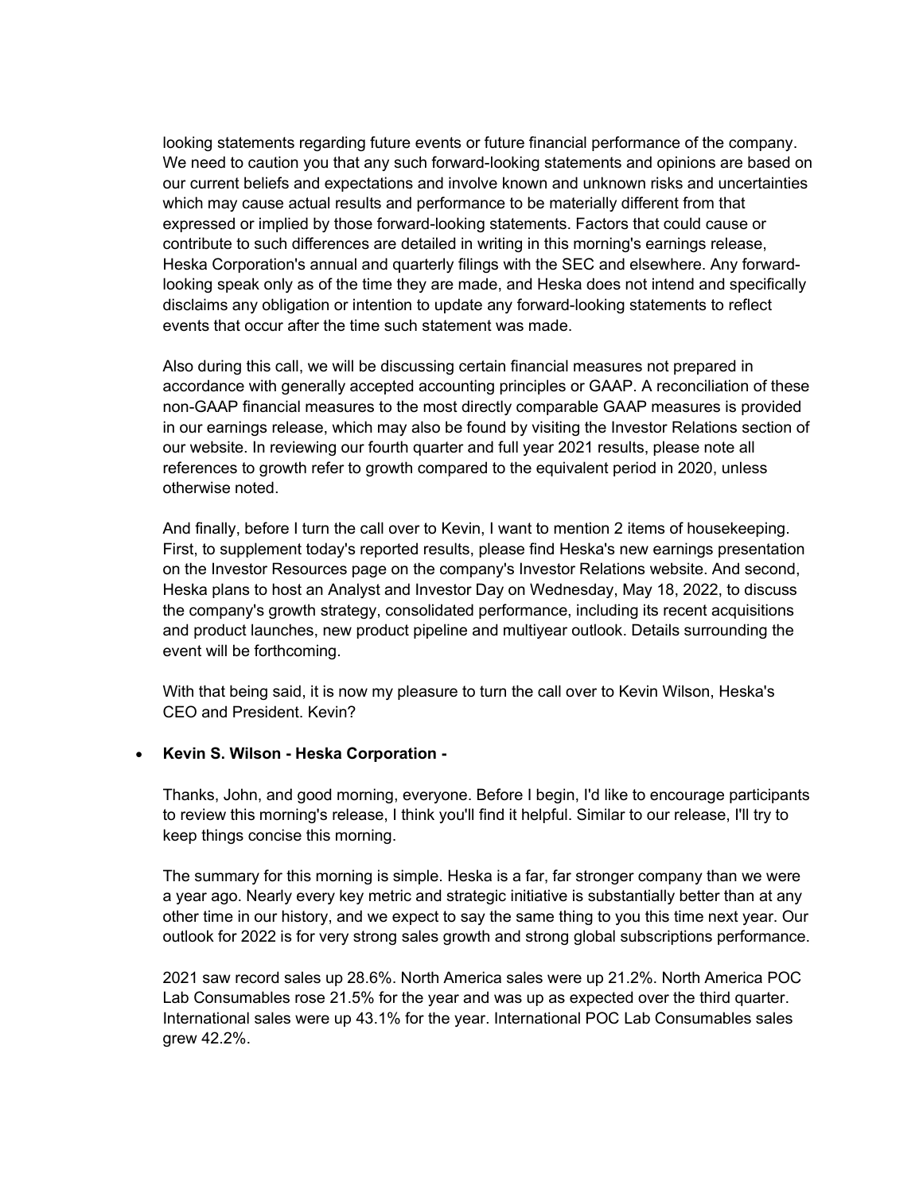looking statements regarding future events or future financial performance of the company. We need to caution you that any such forward-looking statements and opinions are based on our current beliefs and expectations and involve known and unknown risks and uncertainties which may cause actual results and performance to be materially different from that expressed or implied by those forward-looking statements. Factors that could cause or contribute to such differences are detailed in writing in this morning's earnings release, Heska Corporation's annual and quarterly filings with the SEC and elsewhere. Any forward-looking speak only as of the time they are made, and Heska does not intend and specifically disclaims any obligation or intention to update any forward-looking statements to reflect events that occur after the time such statement was made.

Also during this call, we will be discussing certain financial measures not prepared in accordance with generally accepted accounting principles or GAAP. A reconciliation of these non-GAAP financial measures to the most directly comparable GAAP measures is provided in our earnings release, which may also be found by visiting the Investor Relations section of our website. In reviewing our fourth quarter and full year 2021 results, please note all references to growth refer to growth compared to the equivalent period in 2020, unless otherwise noted.

And finally, before I turn the call over to Kevin, I want to mention 2 items of housekeeping. First, to supplement today's reported results, please find Heska's new earnings presentation on the Investor Resources page on the company's Investor Relations website. And second, Heska plans to host an Analyst and Investor Day on Wednesday, May 18, 2022, to discuss the company's growth strategy, consolidated performance, including its recent acquisitions and product launches, new product pipeline and multiyear outlook. Details surrounding the event will be forthcoming.

With that being said, it is now my pleasure to turn the call over to Kevin Wilson, Heska's CEO and President. Kevin?

- **Kevin S. Wilson - Heska Corporation -**

Thanks, John, and good morning, everyone. Before I begin, I'd like to encourage participants to review this morning's release, I think you'll find it helpful. Similar to our release, I'll try to keep things concise this morning.

The summary for this morning is simple. Heska is a far, far stronger company than we were a year ago. Nearly every key metric and strategic initiative is substantially better than at any other time in our history, and we expect to say the same thing to you this time next year. Our outlook for 2022 is for very strong sales growth and strong global subscriptions performance.

2021 saw record sales up 28.6%. North America sales were up 21.2%. North America POC Lab Consumables rose 21.5% for the year and was up as expected over the third quarter. International sales were up 43.1% for the year. International POC Lab Consumables sales grew 42.2%.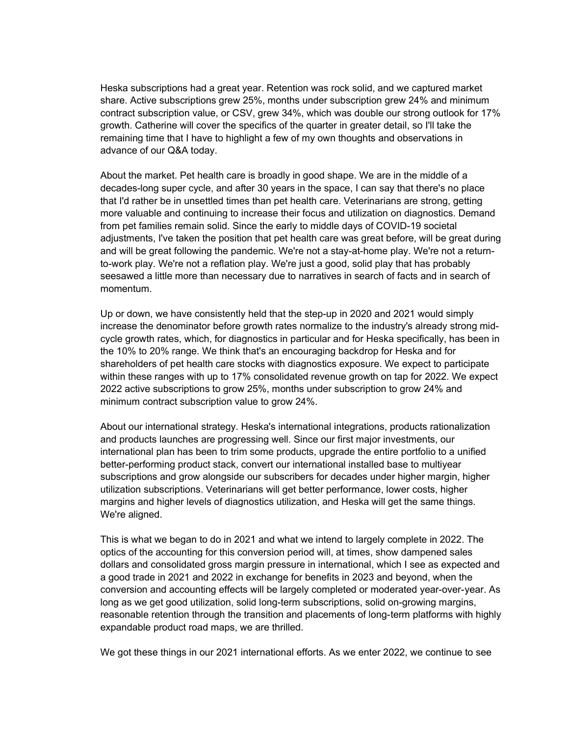Heska subscriptions had a great year. Retention was rock solid, and we captured market share. Active subscriptions grew 25%, months under subscription grew 24% and minimum contract subscription value, or CSV, grew 34%, which was double our strong outlook for 17% growth. Catherine will cover the specifics of the quarter in greater detail, so I'll take the remaining time that I have to highlight a few of my own thoughts and observations in advance of our Q&A today.

About the market. Pet health care is broadly in good shape. We are in the middle of a decades-long super cycle, and after 30 years in the space, I can say that there's no place that I'd rather be in unsettled times than pet health care. Veterinarians are strong, getting more valuable and continuing to increase their focus and utilization on diagnostics. Demand from pet families remain solid. Since the early to middle days of COVID-19 societal adjustments, I've taken the position that pet health care was great before, will be great during and will be great following the pandemic. We're not a stay-at-home play. We're not a return-to-work play. We're not a reflation play. We're just a good, solid play that has probably seesawed a little more than necessary due to narratives in search of facts and in search of momentum.

Up or down, we have consistently held that the step-up in 2020 and 2021 would simply increase the denominator before growth rates normalize to the industry's already strong mid-cycle growth rates, which, for diagnostics in particular and for Heska specifically, has been in the 10% to 20% range. We think that's an encouraging backdrop for Heska and for shareholders of pet health care stocks with diagnostics exposure. We expect to participate within these ranges with up to 17% consolidated revenue growth on tap for 2022. We expect 2022 active subscriptions to grow 25%, months under subscription to grow 24% and minimum contract subscription value to grow 24%.

About our international strategy. Heska's international integrations, products rationalization and products launches are progressing well. Since our first major investments, our international plan has been to trim some products, upgrade the entire portfolio to a unified better-performing product stack, convert our international installed base to multiyear subscriptions and grow alongside our subscribers for decades under higher margin, higher utilization subscriptions. Veterinarians will get better performance, lower costs, higher margins and higher levels of diagnostics utilization, and Heska will get the same things. We're aligned.

This is what we began to do in 2021 and what we intend to largely complete in 2022. The optics of the accounting for this conversion period will, at times, show dampened sales dollars and consolidated gross margin pressure in international, which I see as expected and a good trade in 2021 and 2022 in exchange for benefits in 2023 and beyond, when the conversion and accounting effects will be largely completed or moderated year-over-year. As long as we get good utilization, solid long-term subscriptions, solid on-growing margins, reasonable retention through the transition and placements of long-term platforms with highly expandable product road maps, we are thrilled.

We got these things in our 2021 international efforts. As we enter 2022, we continue to see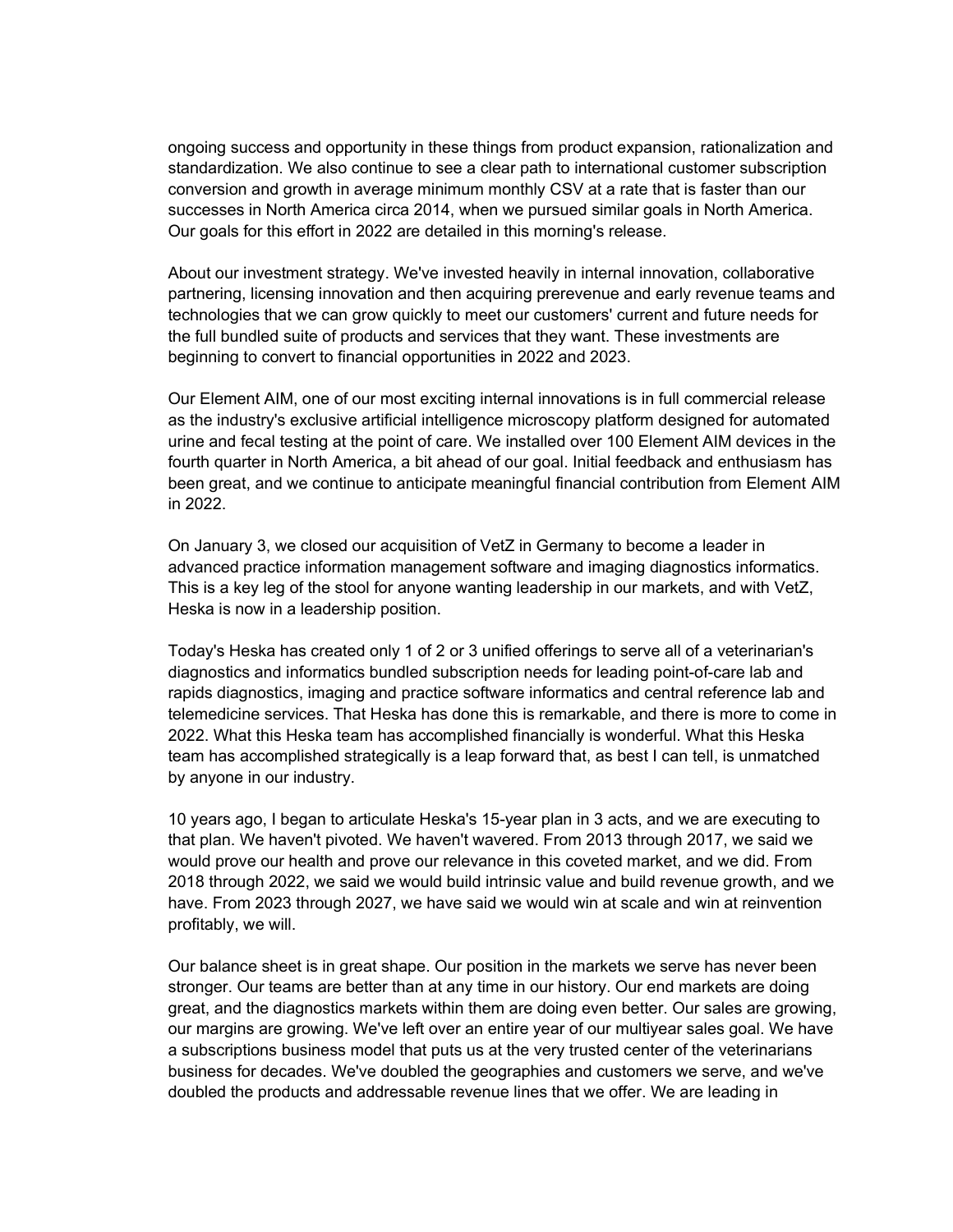ongoing success and opportunity in these things from product expansion, rationalization and standardization. We also continue to see a clear path to international customer subscription conversion and growth in average minimum monthly CSV at a rate that is faster than our successes in North America circa 2014, when we pursued similar goals in North America. Our goals for this effort in 2022 are detailed in this morning's release.

About our investment strategy. We've invested heavily in internal innovation, collaborative partnering, licensing innovation and then acquiring prerevenue and early revenue teams and technologies that we can grow quickly to meet our customers' current and future needs for the full bundled suite of products and services that they want. These investments are beginning to convert to financial opportunities in 2022 and 2023.

Our Element AIM, one of our most exciting internal innovations is in full commercial release as the industry's exclusive artificial intelligence microscopy platform designed for automated urine and fecal testing at the point of care. We installed over 100 Element AIM devices in the fourth quarter in North America, a bit ahead of our goal. Initial feedback and enthusiasm has been great, and we continue to anticipate meaningful financial contribution from Element AIM in 2022.

On January 3, we closed our acquisition of VetZ in Germany to become a leader in advanced practice information management software and imaging diagnostics informatics. This is a key leg of the stool for anyone wanting leadership in our markets, and with VetZ, Heska is now in a leadership position.

Today's Heska has created only 1 of 2 or 3 unified offerings to serve all of a veterinarian's diagnostics and informatics bundled subscription needs for leading point-of-care lab and rapids diagnostics, imaging and practice software informatics and central reference lab and telemedicine services. That Heska has done this is remarkable, and there is more to come in 2022. What this Heska team has accomplished financially is wonderful. What this Heska team has accomplished strategically is a leap forward that, as best I can tell, is unmatched by anyone in our industry.

10 years ago, I began to articulate Heska's 15-year plan in 3 acts, and we are executing to that plan. We haven't pivoted. We haven't wavered. From 2013 through 2017, we said we would prove our health and prove our relevance in this coveted market, and we did. From 2018 through 2022, we said we would build intrinsic value and build revenue growth, and we have. From 2023 through 2027, we have said we would win at scale and win at reinvention profitably, we will.

Our balance sheet is in great shape. Our position in the markets we serve has never been stronger. Our teams are better than at any time in our history. Our end markets are doing great, and the diagnostics markets within them are doing even better. Our sales are growing, our margins are growing. We've left over an entire year of our multiyear sales goal. We have a subscriptions business model that puts us at the very trusted center of the veterinarians business for decades. We've doubled the geographies and customers we serve, and we've doubled the products and addressable revenue lines that we offer. We are leading in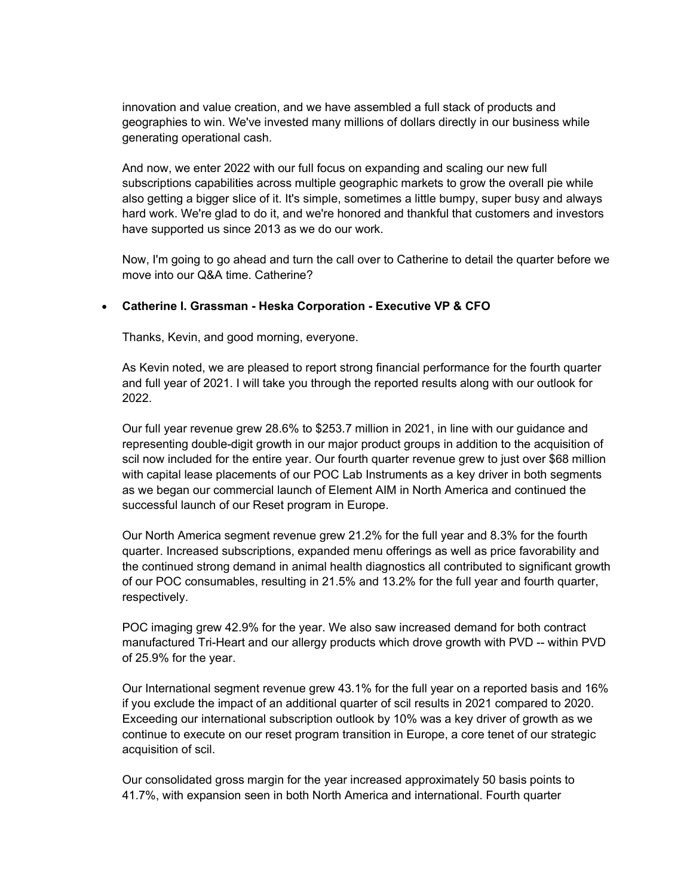innovation and value creation, and we have assembled a full stack of products and geographies to win. We've invested many millions of dollars directly in our business while generating operational cash.

And now, we enter 2022 with our full focus on expanding and scaling our new full subscriptions capabilities across multiple geographic markets to grow the overall pie while also getting a bigger slice of it. It's simple, sometimes a little bumpy, super busy and always hard work. We're glad to do it, and we're honored and thankful that customers and investors have supported us since 2013 as we do our work.

Now, I'm going to go ahead and turn the call over to Catherine to detail the quarter before we move into our Q&A time. Catherine?

- **Catherine I. Grassman - Heska Corporation - Executive VP & CFO**

  Thanks, Kevin, and good morning, everyone.

  As Kevin noted, we are pleased to report strong financial performance for the fourth quarter and full year of 2021. I will take you through the reported results along with our outlook for 2022.

  Our full year revenue grew 28.6% to $253.7 million in 2021, in line with our guidance and representing double-digit growth in our major product groups in addition to the acquisition of scil now included for the entire year. Our fourth quarter revenue grew to just over $68 million with capital lease placements of our POC Lab Instruments as a key driver in both segments as we began our commercial launch of Element AIM in North America and continued the successful launch of our Reset program in Europe.

  Our North America segment revenue grew 21.2% for the full year and 8.3% for the fourth quarter. Increased subscriptions, expanded menu offerings as well as price favorability and the continued strong demand in animal health diagnostics all contributed to significant growth of our POC consumables, resulting in 21.5% and 13.2% for the full year and fourth quarter, respectively.

  POC imaging grew 42.9% for the year. We also saw increased demand for both contract manufactured Tri-Heart and our allergy products which drove growth with PVD -- within PVD of 25.9% for the year.

  Our International segment revenue grew 43.1% for the full year on a reported basis and 16% if you exclude the impact of an additional quarter of scil results in 2021 compared to 2020. Exceeding our international subscription outlook by 10% was a key driver of growth as we continue to execute on our reset program transition in Europe, a core tenet of our strategic acquisition of scil.

  Our consolidated gross margin for the year increased approximately 50 basis points to 41.7%, with expansion seen in both North America and international. Fourth quarter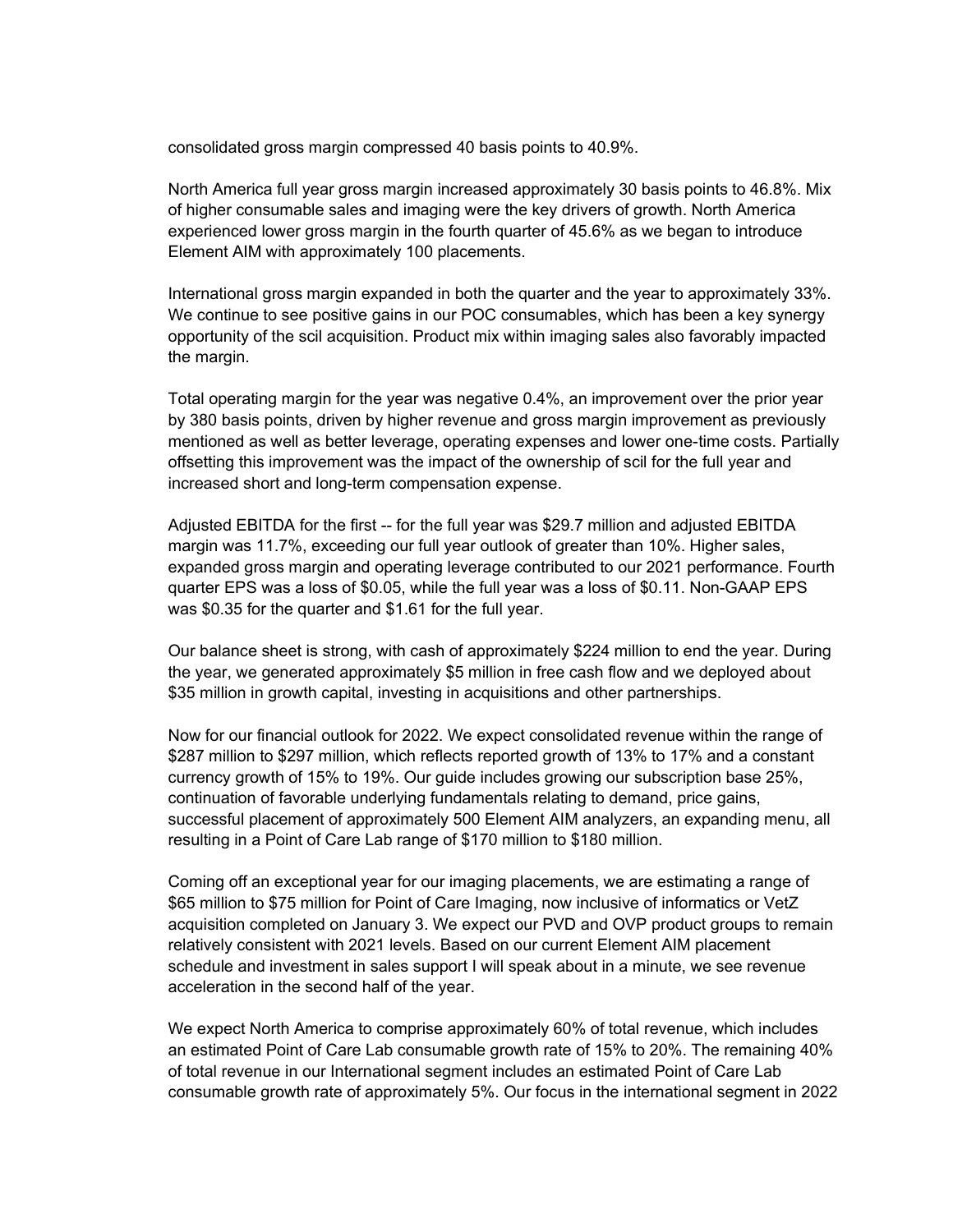consolidated gross margin compressed 40 basis points to 40.9%.

North America full year gross margin increased approximately 30 basis points to 46.8%. Mix of higher consumable sales and imaging were the key drivers of growth. North America experienced lower gross margin in the fourth quarter of 45.6% as we began to introduce Element AIM with approximately 100 placements.

International gross margin expanded in both the quarter and the year to approximately 33%. We continue to see positive gains in our POC consumables, which has been a key synergy opportunity of the scil acquisition. Product mix within imaging sales also favorably impacted the margin.

Total operating margin for the year was negative 0.4%, an improvement over the prior year by 380 basis points, driven by higher revenue and gross margin improvement as previously mentioned as well as better leverage, operating expenses and lower one-time costs. Partially offsetting this improvement was the impact of the ownership of scil for the full year and increased short and long-term compensation expense.

Adjusted EBITDA for the first -- for the full year was $29.7 million and adjusted EBITDA margin was 11.7%, exceeding our full year outlook of greater than 10%. Higher sales, expanded gross margin and operating leverage contributed to our 2021 performance. Fourth quarter EPS was a loss of $0.05, while the full year was a loss of $0.11. Non-GAAP EPS was $0.35 for the quarter and $1.61 for the full year.

Our balance sheet is strong, with cash of approximately $224 million to end the year. During the year, we generated approximately $5 million in free cash flow and we deployed about $35 million in growth capital, investing in acquisitions and other partnerships.

Now for our financial outlook for 2022. We expect consolidated revenue within the range of $287 million to $297 million, which reflects reported growth of 13% to 17% and a constant currency growth of 15% to 19%. Our guide includes growing our subscription base 25%, continuation of favorable underlying fundamentals relating to demand, price gains, successful placement of approximately 500 Element AIM analyzers, an expanding menu, all resulting in a Point of Care Lab range of $170 million to $180 million.

Coming off an exceptional year for our imaging placements, we are estimating a range of $65 million to $75 million for Point of Care Imaging, now inclusive of informatics or VetZ acquisition completed on January 3. We expect our PVD and OVP product groups to remain relatively consistent with 2021 levels. Based on our current Element AIM placement schedule and investment in sales support I will speak about in a minute, we see revenue acceleration in the second half of the year.

We expect North America to comprise approximately 60% of total revenue, which includes an estimated Point of Care Lab consumable growth rate of 15% to 20%. The remaining 40% of total revenue in our International segment includes an estimated Point of Care Lab consumable growth rate of approximately 5%. Our focus in the international segment in 2022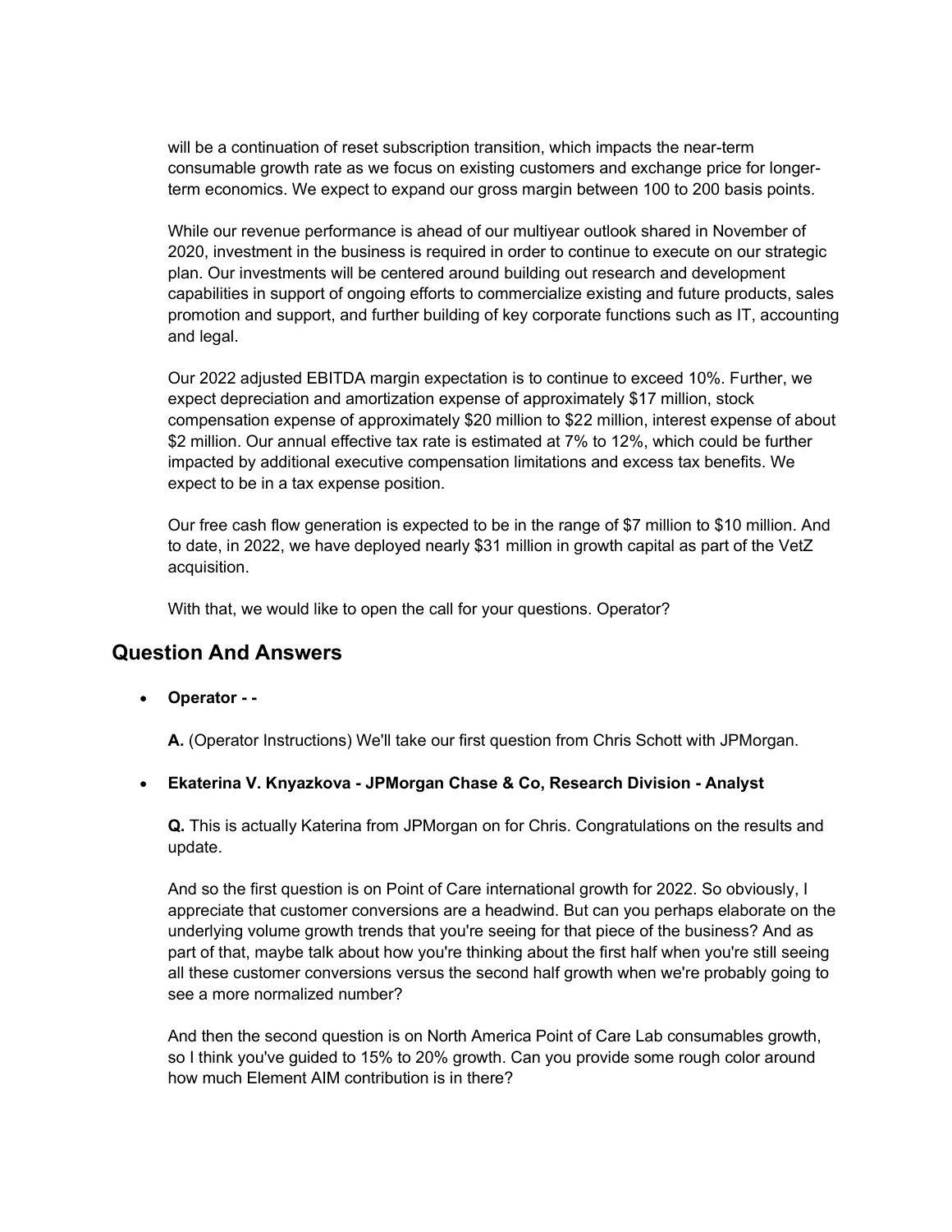will be a continuation of reset subscription transition, which impacts the near-term consumable growth rate as we focus on existing customers and exchange price for longer-term economics. We expect to expand our gross margin between 100 to 200 basis points.

While our revenue performance is ahead of our multiyear outlook shared in November of 2020, investment in the business is required in order to continue to execute on our strategic plan. Our investments will be centered around building out research and development capabilities in support of ongoing efforts to commercialize existing and future products, sales promotion and support, and further building of key corporate functions such as IT, accounting and legal.

Our 2022 adjusted EBITDA margin expectation is to continue to exceed 10%. Further, we expect depreciation and amortization expense of approximately $17 million, stock compensation expense of approximately $20 million to $22 million, interest expense of about $2 million. Our annual effective tax rate is estimated at 7% to 12%, which could be further impacted by additional executive compensation limitations and excess tax benefits. We expect to be in a tax expense position.

Our free cash flow generation is expected to be in the range of $7 million to $10 million. And to date, in 2022, we have deployed nearly $31 million in growth capital as part of the VetZ acquisition.

With that, we would like to open the call for your questions. Operator?

## Question And Answers

- **Operator - -**

  **A.** (Operator Instructions) We'll take our first question from Chris Schott with JPMorgan.

- **Ekaterina V. Knyazkova - JPMorgan Chase & Co, Research Division - Analyst**

  **Q.** This is actually Katerina from JPMorgan on for Chris. Congratulations on the results and update.

  And so the first question is on Point of Care international growth for 2022. So obviously, I appreciate that customer conversions are a headwind. But can you perhaps elaborate on the underlying volume growth trends that you're seeing for that piece of the business? And as part of that, maybe talk about how you're thinking about the first half when you're still seeing all these customer conversions versus the second half growth when we're probably going to see a more normalized number?

  And then the second question is on North America Point of Care Lab consumables growth, so I think you've guided to 15% to 20% growth. Can you provide some rough color around how much Element AIM contribution is in there?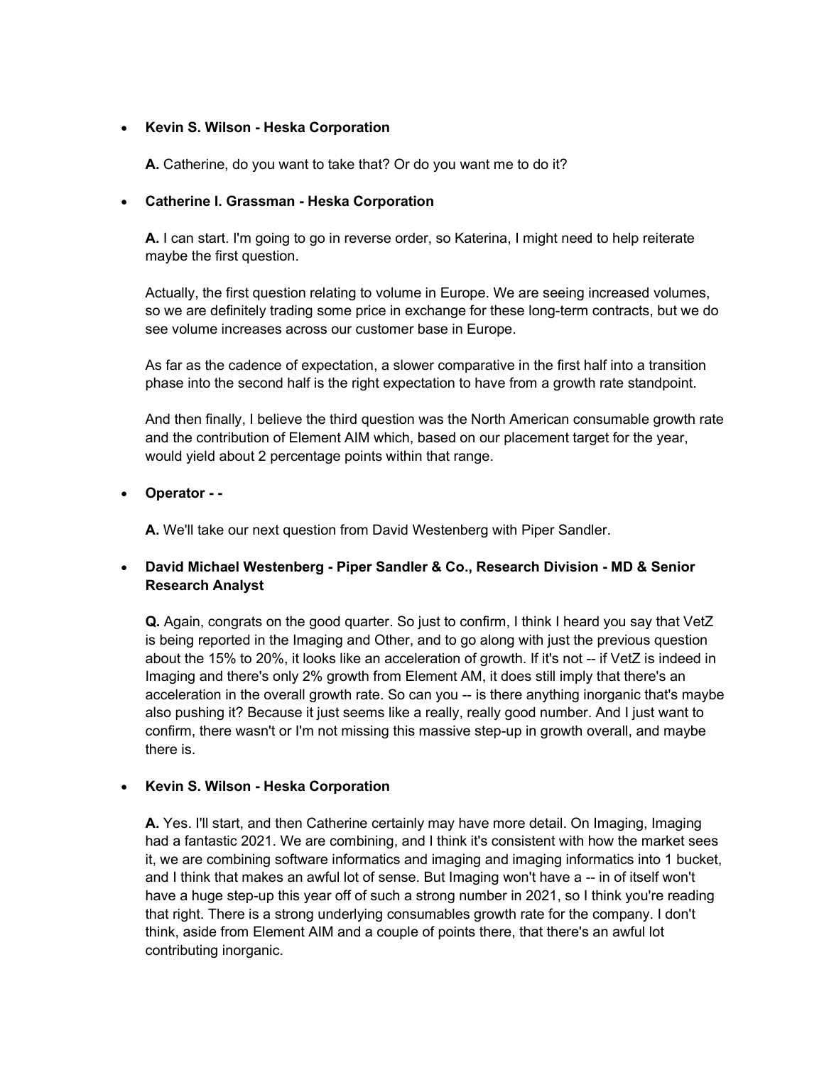- **Kevin S. Wilson - Heska Corporation**

  **A.** Catherine, do you want to take that? Or do you want me to do it?

- **Catherine I. Grassman - Heska Corporation**

  **A.** I can start. I'm going to go in reverse order, so Katerina, I might need to help reiterate maybe the first question.

  Actually, the first question relating to volume in Europe. We are seeing increased volumes, so we are definitely trading some price in exchange for these long-term contracts, but we do see volume increases across our customer base in Europe.

  As far as the cadence of expectation, a slower comparative in the first half into a transition phase into the second half is the right expectation to have from a growth rate standpoint.

  And then finally, I believe the third question was the North American consumable growth rate and the contribution of Element AIM which, based on our placement target for the year, would yield about 2 percentage points within that range.

- **Operator - -**

  **A.** We'll take our next question from David Westenberg with Piper Sandler.

- **David Michael Westenberg - Piper Sandler & Co., Research Division - MD & Senior Research Analyst**

  **Q.** Again, congrats on the good quarter. So just to confirm, I think I heard you say that VetZ is being reported in the Imaging and Other, and to go along with just the previous question about the 15% to 20%, it looks like an acceleration of growth. If it's not -- if VetZ is indeed in Imaging and there's only 2% growth from Element AM, it does still imply that there's an acceleration in the overall growth rate. So can you -- is there anything inorganic that's maybe also pushing it? Because it just seems like a really, really good number. And I just want to confirm, there wasn't or I'm not missing this massive step-up in growth overall, and maybe there is.

- **Kevin S. Wilson - Heska Corporation**

  **A.** Yes. I'll start, and then Catherine certainly may have more detail. On Imaging, Imaging had a fantastic 2021. We are combining, and I think it's consistent with how the market sees it, we are combining software informatics and imaging and imaging informatics into 1 bucket, and I think that makes an awful lot of sense. But Imaging won't have a -- in of itself won't have a huge step-up this year off of such a strong number in 2021, so I think you're reading that right. There is a strong underlying consumables growth rate for the company. I don't think, aside from Element AIM and a couple of points there, that there's an awful lot contributing inorganic.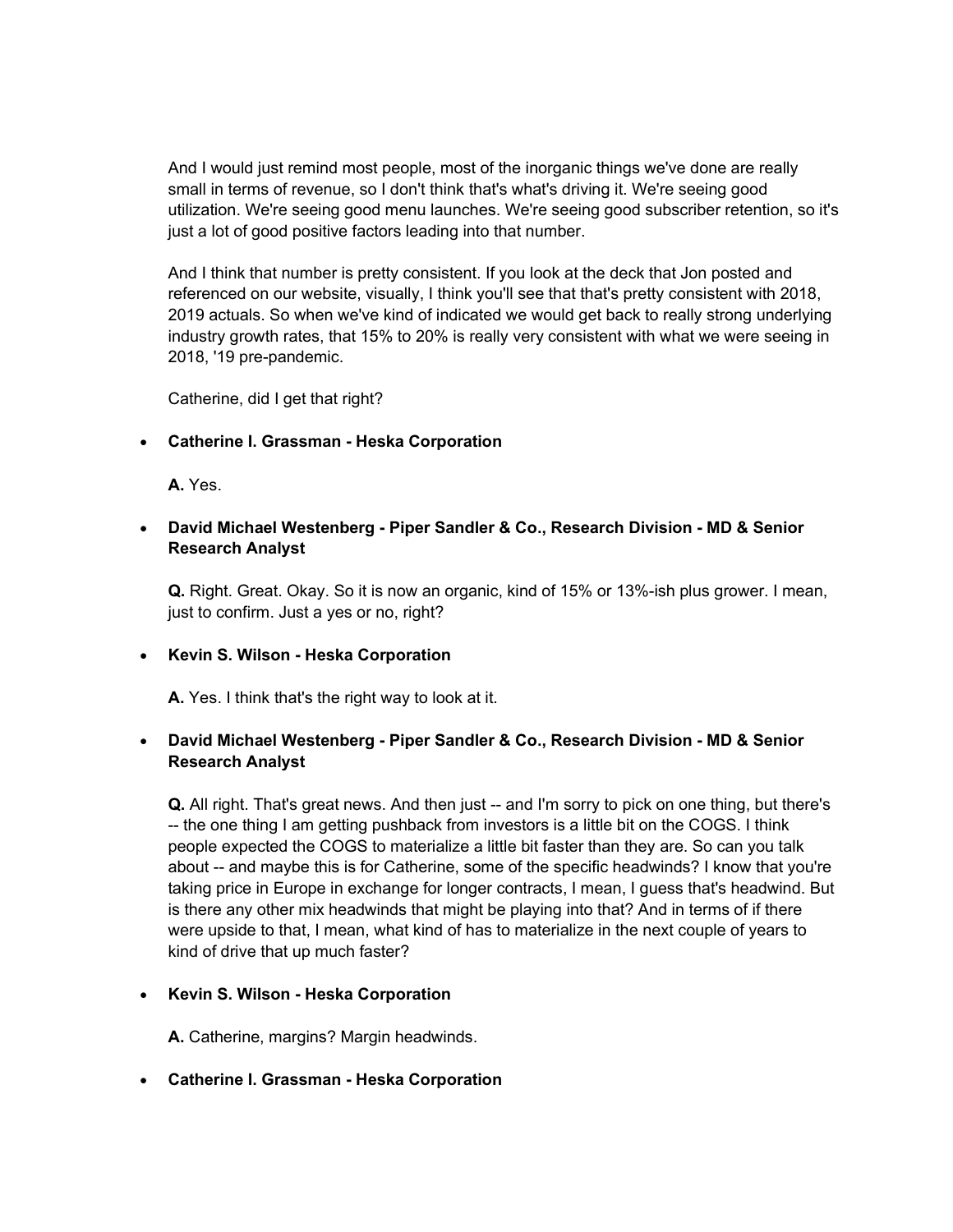And I would just remind most people, most of the inorganic things we've done are really small in terms of revenue, so I don't think that's what's driving it. We're seeing good utilization. We're seeing good menu launches. We're seeing good subscriber retention, so it's just a lot of good positive factors leading into that number.

And I think that number is pretty consistent. If you look at the deck that Jon posted and referenced on our website, visually, I think you'll see that that's pretty consistent with 2018, 2019 actuals. So when we've kind of indicated we would get back to really strong underlying industry growth rates, that 15% to 20% is really very consistent with what we were seeing in 2018, '19 pre-pandemic.

Catherine, did I get that right?

- **Catherine I. Grassman - Heska Corporation**

  **A.** Yes.

- **David Michael Westenberg - Piper Sandler & Co., Research Division - MD & Senior Research Analyst**

  **Q.** Right. Great. Okay. So it is now an organic, kind of 15% or 13%-ish plus grower. I mean, just to confirm. Just a yes or no, right?

- **Kevin S. Wilson - Heska Corporation**

  **A.** Yes. I think that's the right way to look at it.

- **David Michael Westenberg - Piper Sandler & Co., Research Division - MD & Senior Research Analyst**

  **Q.** All right. That's great news. And then just -- and I'm sorry to pick on one thing, but there's -- the one thing I am getting pushback from investors is a little bit on the COGS. I think people expected the COGS to materialize a little bit faster than they are. So can you talk about -- and maybe this is for Catherine, some of the specific headwinds? I know that you're taking price in Europe in exchange for longer contracts, I mean, I guess that's headwind. But is there any other mix headwinds that might be playing into that? And in terms of if there were upside to that, I mean, what kind of has to materialize in the next couple of years to kind of drive that up much faster?

- **Kevin S. Wilson - Heska Corporation**

  **A.** Catherine, margins? Margin headwinds.

- **Catherine I. Grassman - Heska Corporation**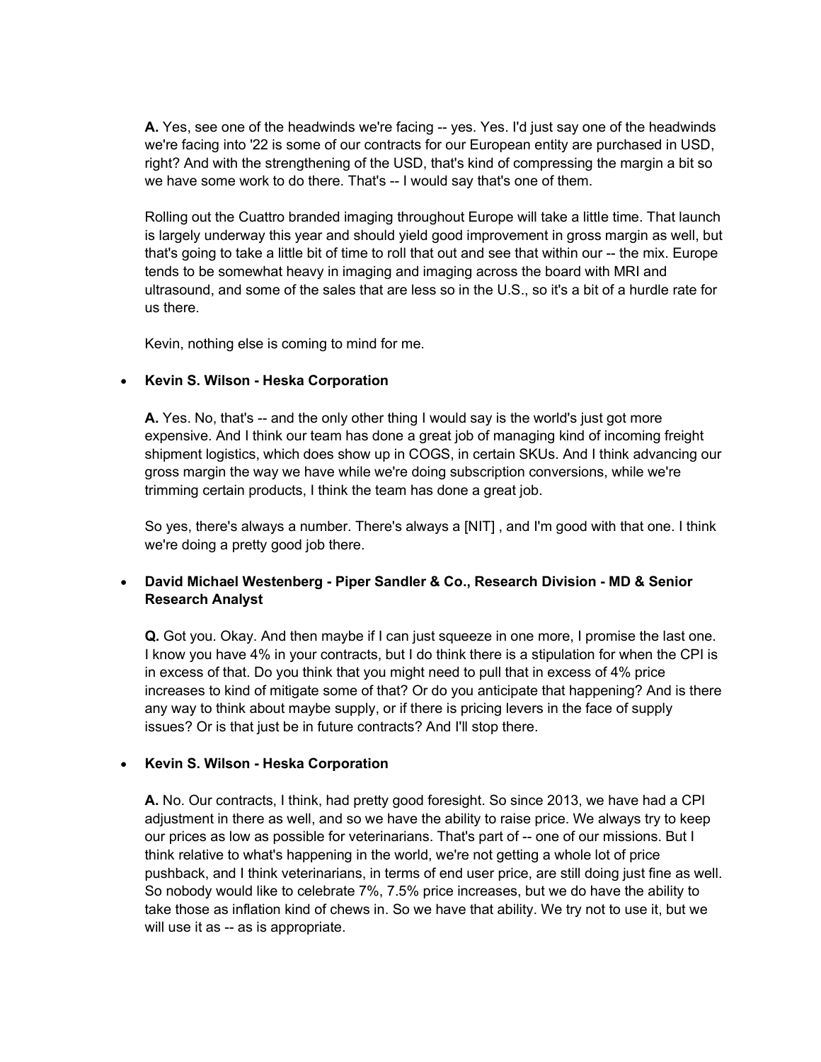**A.** Yes, see one of the headwinds we're facing -- yes. Yes. I'd just say one of the headwinds we're facing into '22 is some of our contracts for our European entity are purchased in USD, right? And with the strengthening of the USD, that's kind of compressing the margin a bit so we have some work to do there. That's -- I would say that's one of them.

Rolling out the Cuattro branded imaging throughout Europe will take a little time. That launch is largely underway this year and should yield good improvement in gross margin as well, but that's going to take a little bit of time to roll that out and see that within our -- the mix. Europe tends to be somewhat heavy in imaging and imaging across the board with MRI and ultrasound, and some of the sales that are less so in the U.S., so it's a bit of a hurdle rate for us there.

Kevin, nothing else is coming to mind for me.

- **Kevin S. Wilson - Heska Corporation**

  **A.** Yes. No, that's -- and the only other thing I would say is the world's just got more expensive. And I think our team has done a great job of managing kind of incoming freight shipment logistics, which does show up in COGS, in certain SKUs. And I think advancing our gross margin the way we have while we're doing subscription conversions, while we're trimming certain products, I think the team has done a great job.

  So yes, there's always a number. There's always a [NIT] , and I'm good with that one. I think we're doing a pretty good job there.

- **David Michael Westenberg - Piper Sandler & Co., Research Division - MD & Senior Research Analyst**

  **Q.** Got you. Okay. And then maybe if I can just squeeze in one more, I promise the last one. I know you have 4% in your contracts, but I do think there is a stipulation for when the CPI is in excess of that. Do you think that you might need to pull that in excess of 4% price increases to kind of mitigate some of that? Or do you anticipate that happening? And is there any way to think about maybe supply, or if there is pricing levers in the face of supply issues? Or is that just be in future contracts? And I'll stop there.

- **Kevin S. Wilson - Heska Corporation**

  **A.** No. Our contracts, I think, had pretty good foresight. So since 2013, we have had a CPI adjustment in there as well, and so we have the ability to raise price. We always try to keep our prices as low as possible for veterinarians. That's part of -- one of our missions. But I think relative to what's happening in the world, we're not getting a whole lot of price pushback, and I think veterinarians, in terms of end user price, are still doing just fine as well. So nobody would like to celebrate 7%, 7.5% price increases, but we do have the ability to take those as inflation kind of chews in. So we have that ability. We try not to use it, but we will use it as -- as is appropriate.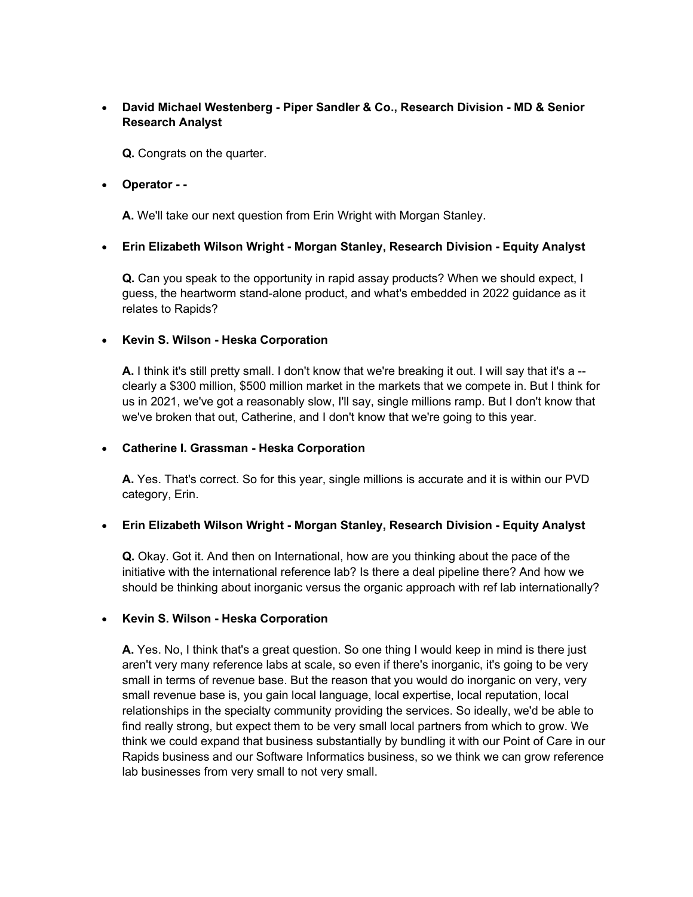- **David Michael Westenberg - Piper Sandler & Co., Research Division - MD & Senior Research Analyst**

  **Q.** Congrats on the quarter.

- **Operator - -**

  **A.** We'll take our next question from Erin Wright with Morgan Stanley.

- **Erin Elizabeth Wilson Wright - Morgan Stanley, Research Division - Equity Analyst**

  **Q.** Can you speak to the opportunity in rapid assay products? When we should expect, I guess, the heartworm stand-alone product, and what's embedded in 2022 guidance as it relates to Rapids?

- **Kevin S. Wilson - Heska Corporation**

  **A.** I think it's still pretty small. I don't know that we're breaking it out. I will say that it's a -- clearly a $300 million, $500 million market in the markets that we compete in. But I think for us in 2021, we've got a reasonably slow, I'll say, single millions ramp. But I don't know that we've broken that out, Catherine, and I don't know that we're going to this year.

- **Catherine I. Grassman - Heska Corporation**

  **A.** Yes. That's correct. So for this year, single millions is accurate and it is within our PVD category, Erin.

- **Erin Elizabeth Wilson Wright - Morgan Stanley, Research Division - Equity Analyst**

  **Q.** Okay. Got it. And then on International, how are you thinking about the pace of the initiative with the international reference lab? Is there a deal pipeline there? And how we should be thinking about inorganic versus the organic approach with ref lab internationally?

- **Kevin S. Wilson - Heska Corporation**

  **A.** Yes. No, I think that's a great question. So one thing I would keep in mind is there just aren't very many reference labs at scale, so even if there's inorganic, it's going to be very small in terms of revenue base. But the reason that you would do inorganic on very, very small revenue base is, you gain local language, local expertise, local reputation, local relationships in the specialty community providing the services. So ideally, we'd be able to find really strong, but expect them to be very small local partners from which to grow. We think we could expand that business substantially by bundling it with our Point of Care in our Rapids business and our Software Informatics business, so we think we can grow reference lab businesses from very small to not very small.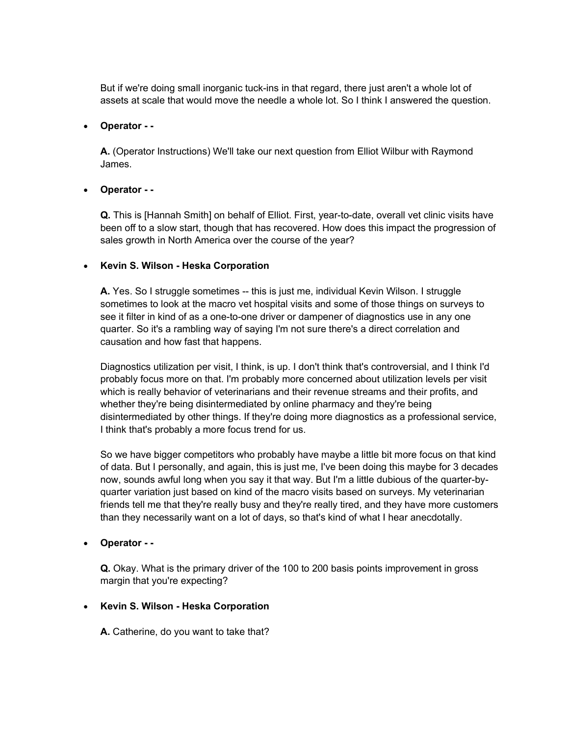But if we're doing small inorganic tuck-ins in that regard, there just aren't a whole lot of assets at scale that would move the needle a whole lot. So I think I answered the question.

- **Operator - -**

  **A.** (Operator Instructions) We'll take our next question from Elliot Wilbur with Raymond James.

- **Operator - -**

  **Q.** This is [Hannah Smith] on behalf of Elliot. First, year-to-date, overall vet clinic visits have been off to a slow start, though that has recovered. How does this impact the progression of sales growth in North America over the course of the year?

- **Kevin S. Wilson - Heska Corporation**

  **A.** Yes. So I struggle sometimes -- this is just me, individual Kevin Wilson. I struggle sometimes to look at the macro vet hospital visits and some of those things on surveys to see it filter in kind of as a one-to-one driver or dampener of diagnostics use in any one quarter. So it's a rambling way of saying I'm not sure there's a direct correlation and causation and how fast that happens.

  Diagnostics utilization per visit, I think, is up. I don't think that's controversial, and I think I'd probably focus more on that. I'm probably more concerned about utilization levels per visit which is really behavior of veterinarians and their revenue streams and their profits, and whether they're being disintermediated by online pharmacy and they're being disintermediated by other things. If they're doing more diagnostics as a professional service, I think that's probably a more focus trend for us.

  So we have bigger competitors who probably have maybe a little bit more focus on that kind of data. But I personally, and again, this is just me, I've been doing this maybe for 3 decades now, sounds awful long when you say it that way. But I'm a little dubious of the quarter-by-quarter variation just based on kind of the macro visits based on surveys. My veterinarian friends tell me that they're really busy and they're really tired, and they have more customers than they necessarily want on a lot of days, so that's kind of what I hear anecdotally.

- **Operator - -**

  **Q.** Okay. What is the primary driver of the 100 to 200 basis points improvement in gross margin that you're expecting?

- **Kevin S. Wilson - Heska Corporation**

  **A.** Catherine, do you want to take that?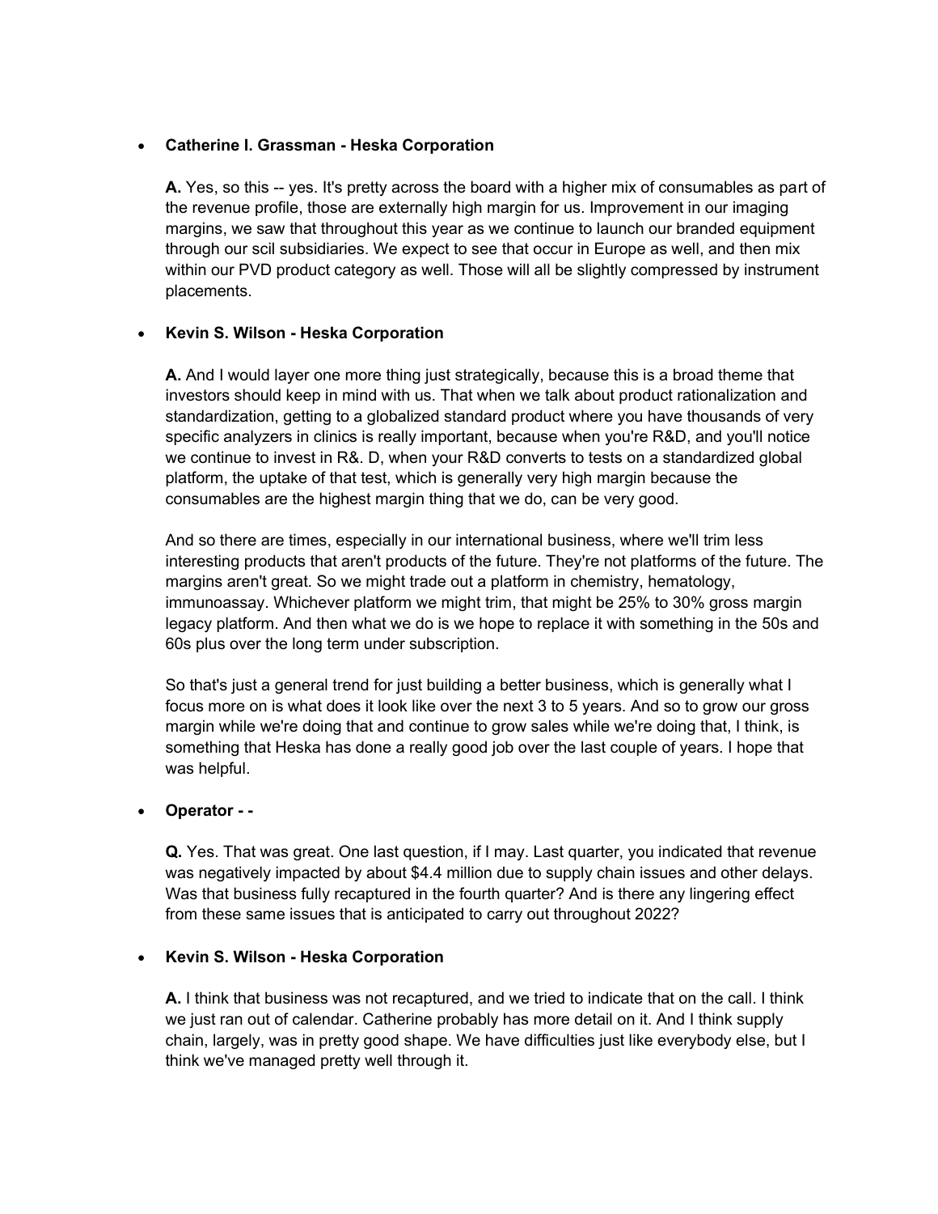- **Catherine I. Grassman - Heska Corporation**

  **A.** Yes, so this -- yes. It's pretty across the board with a higher mix of consumables as part of the revenue profile, those are externally high margin for us. Improvement in our imaging margins, we saw that throughout this year as we continue to launch our branded equipment through our scil subsidiaries. We expect to see that occur in Europe as well, and then mix within our PVD product category as well. Those will all be slightly compressed by instrument placements.

- **Kevin S. Wilson - Heska Corporation**

  **A.** And I would layer one more thing just strategically, because this is a broad theme that investors should keep in mind with us. That when we talk about product rationalization and standardization, getting to a globalized standard product where you have thousands of very specific analyzers in clinics is really important, because when you're R&D, and you'll notice we continue to invest in R&. D, when your R&D converts to tests on a standardized global platform, the uptake of that test, which is generally very high margin because the consumables are the highest margin thing that we do, can be very good.

  And so there are times, especially in our international business, where we'll trim less interesting products that aren't products of the future. They're not platforms of the future. The margins aren't great. So we might trade out a platform in chemistry, hematology, immunoassay. Whichever platform we might trim, that might be 25% to 30% gross margin legacy platform. And then what we do is we hope to replace it with something in the 50s and 60s plus over the long term under subscription.

  So that's just a general trend for just building a better business, which is generally what I focus more on is what does it look like over the next 3 to 5 years. And so to grow our gross margin while we're doing that and continue to grow sales while we're doing that, I think, is something that Heska has done a really good job over the last couple of years. I hope that was helpful.

- **Operator - -**

  **Q.** Yes. That was great. One last question, if I may. Last quarter, you indicated that revenue was negatively impacted by about $4.4 million due to supply chain issues and other delays. Was that business fully recaptured in the fourth quarter? And is there any lingering effect from these same issues that is anticipated to carry out throughout 2022?

- **Kevin S. Wilson - Heska Corporation**

  **A.** I think that business was not recaptured, and we tried to indicate that on the call. I think we just ran out of calendar. Catherine probably has more detail on it. And I think supply chain, largely, was in pretty good shape. We have difficulties just like everybody else, but I think we've managed pretty well through it.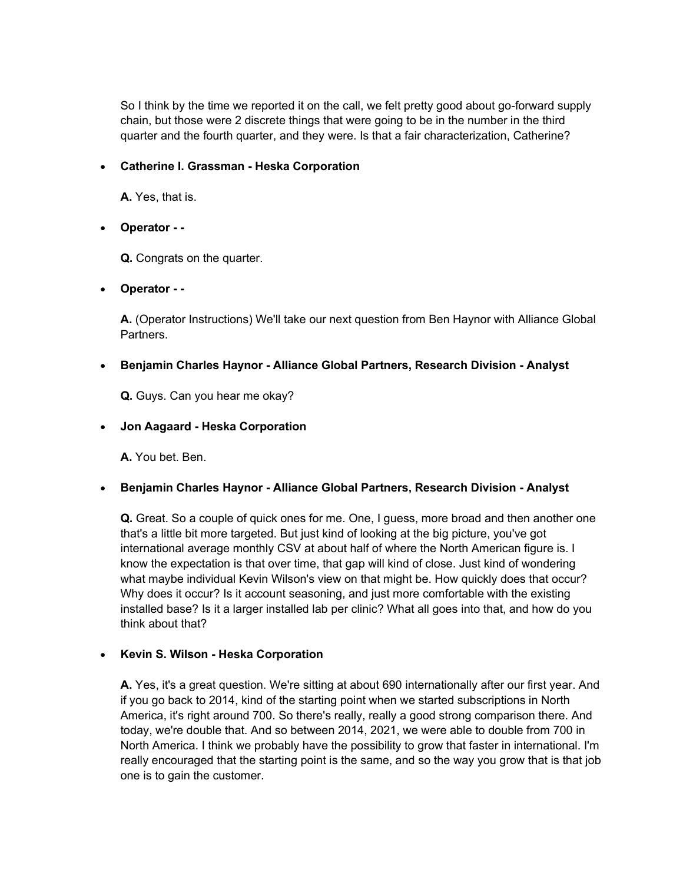So I think by the time we reported it on the call, we felt pretty good about go-forward supply chain, but those were 2 discrete things that were going to be in the number in the third quarter and the fourth quarter, and they were. Is that a fair characterization, Catherine?

- **Catherine I. Grassman - Heska Corporation**

  **A.** Yes, that is.

- **Operator - -**

  **Q.** Congrats on the quarter.

- **Operator - -**

  **A.** (Operator Instructions) We'll take our next question from Ben Haynor with Alliance Global Partners.

- **Benjamin Charles Haynor - Alliance Global Partners, Research Division - Analyst**

  **Q.** Guys. Can you hear me okay?

- **Jon Aagaard - Heska Corporation**

  **A.** You bet. Ben.

- **Benjamin Charles Haynor - Alliance Global Partners, Research Division - Analyst**

  **Q.** Great. So a couple of quick ones for me. One, I guess, more broad and then another one that's a little bit more targeted. But just kind of looking at the big picture, you've got international average monthly CSV at about half of where the North American figure is. I know the expectation is that over time, that gap will kind of close. Just kind of wondering what maybe individual Kevin Wilson's view on that might be. How quickly does that occur? Why does it occur? Is it account seasoning, and just more comfortable with the existing installed base? Is it a larger installed lab per clinic? What all goes into that, and how do you think about that?

- **Kevin S. Wilson - Heska Corporation**

  **A.** Yes, it's a great question. We're sitting at about 690 internationally after our first year. And if you go back to 2014, kind of the starting point when we started subscriptions in North America, it's right around 700. So there's really, really a good strong comparison there. And today, we're double that. And so between 2014, 2021, we were able to double from 700 in North America. I think we probably have the possibility to grow that faster in international. I'm really encouraged that the starting point is the same, and so the way you grow that is that job one is to gain the customer.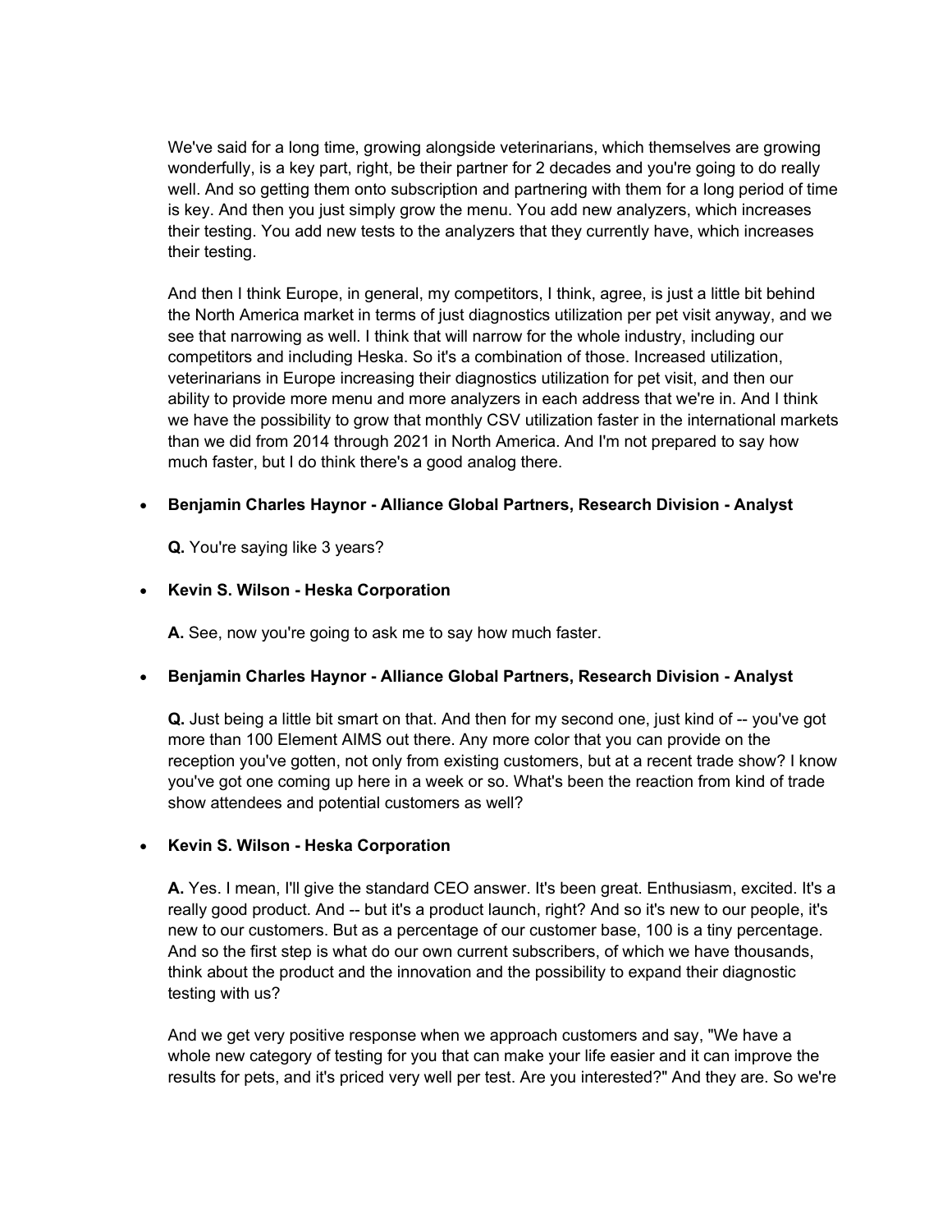We've said for a long time, growing alongside veterinarians, which themselves are growing wonderfully, is a key part, right, be their partner for 2 decades and you're going to do really well. And so getting them onto subscription and partnering with them for a long period of time is key. And then you just simply grow the menu. You add new analyzers, which increases their testing. You add new tests to the analyzers that they currently have, which increases their testing.

And then I think Europe, in general, my competitors, I think, agree, is just a little bit behind the North America market in terms of just diagnostics utilization per pet visit anyway, and we see that narrowing as well. I think that will narrow for the whole industry, including our competitors and including Heska. So it's a combination of those. Increased utilization, veterinarians in Europe increasing their diagnostics utilization for pet visit, and then our ability to provide more menu and more analyzers in each address that we're in. And I think we have the possibility to grow that monthly CSV utilization faster in the international markets than we did from 2014 through 2021 in North America. And I'm not prepared to say how much faster, but I do think there's a good analog there.

- **Benjamin Charles Haynor - Alliance Global Partners, Research Division - Analyst**

  **Q.** You're saying like 3 years?

- **Kevin S. Wilson - Heska Corporation**

  **A.** See, now you're going to ask me to say how much faster.

- **Benjamin Charles Haynor - Alliance Global Partners, Research Division - Analyst**

  **Q.** Just being a little bit smart on that. And then for my second one, just kind of -- you've got more than 100 Element AIMS out there. Any more color that you can provide on the reception you've gotten, not only from existing customers, but at a recent trade show? I know you've got one coming up here in a week or so. What's been the reaction from kind of trade show attendees and potential customers as well?

- **Kevin S. Wilson - Heska Corporation**

  **A.** Yes. I mean, I'll give the standard CEO answer. It's been great. Enthusiasm, excited. It's a really good product. And -- but it's a product launch, right? And so it's new to our people, it's new to our customers. But as a percentage of our customer base, 100 is a tiny percentage. And so the first step is what do our own current subscribers, of which we have thousands, think about the product and the innovation and the possibility to expand their diagnostic testing with us?

  And we get very positive response when we approach customers and say, "We have a whole new category of testing for you that can make your life easier and it can improve the results for pets, and it's priced very well per test. Are you interested?" And they are. So we're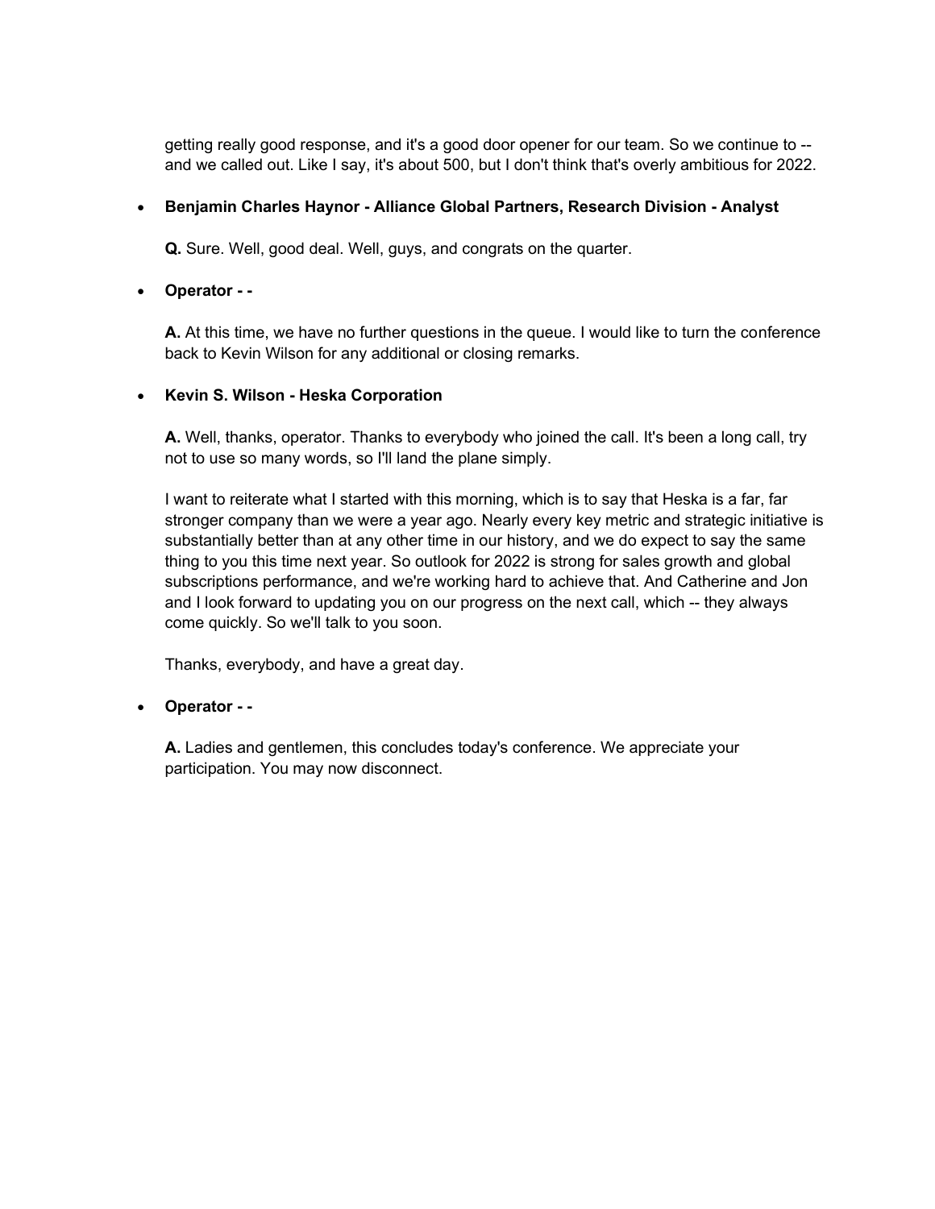getting really good response, and it's a good door opener for our team. So we continue to -- and we called out. Like I say, it's about 500, but I don't think that's overly ambitious for 2022.

- **Benjamin Charles Haynor - Alliance Global Partners, Research Division - Analyst**

  **Q.** Sure. Well, good deal. Well, guys, and congrats on the quarter.

- **Operator - -**

  **A.** At this time, we have no further questions in the queue. I would like to turn the conference back to Kevin Wilson for any additional or closing remarks.

- **Kevin S. Wilson - Heska Corporation**

  **A.** Well, thanks, operator. Thanks to everybody who joined the call. It's been a long call, try not to use so many words, so I'll land the plane simply.

  I want to reiterate what I started with this morning, which is to say that Heska is a far, far stronger company than we were a year ago. Nearly every key metric and strategic initiative is substantially better than at any other time in our history, and we do expect to say the same thing to you this time next year. So outlook for 2022 is strong for sales growth and global subscriptions performance, and we're working hard to achieve that. And Catherine and Jon and I look forward to updating you on our progress on the next call, which -- they always come quickly. So we'll talk to you soon.

  Thanks, everybody, and have a great day.

- **Operator - -**

  **A.** Ladies and gentlemen, this concludes today's conference. We appreciate your participation. You may now disconnect.